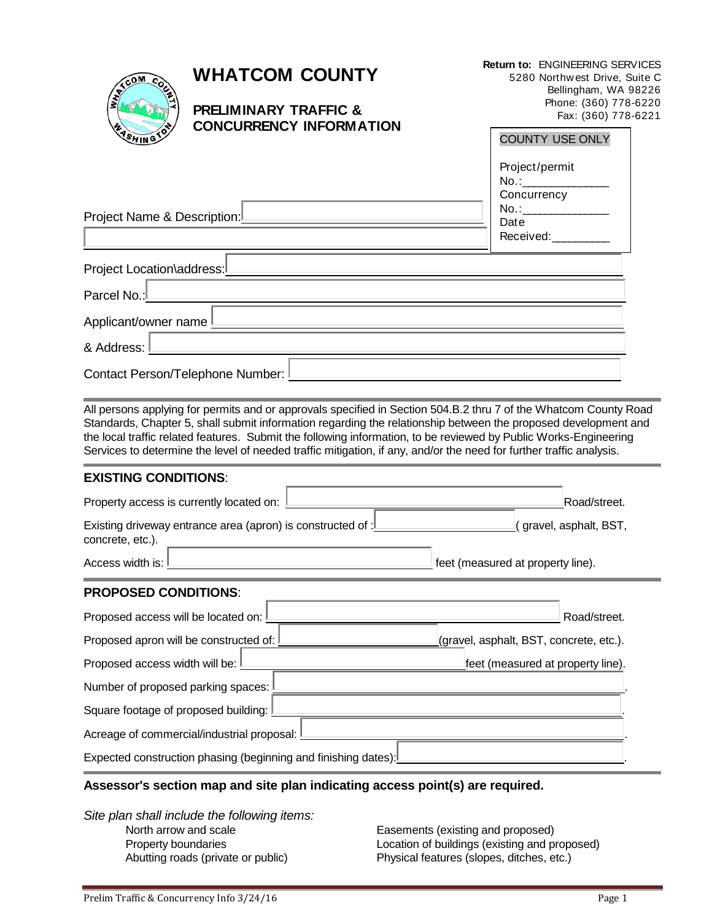# WHATCOM COUNTY

## PRELIMINARY TRAFFIC & CONCURRENCY INFORMATION

**Return to:** ENGINEERING SERVICES
5280 Northwest Drive, Suite C
Bellingham, WA 98226
Phone: (360) 778-6220
Fax: (360) 778-6221

COUNTY USE ONLY

Project/permit No.:______________
Concurrency No.:______________
Date Received:_________

Project Name & Description: ______________________________

Project Location\address: ______________________________

Parcel No.: ______________________________

Applicant/owner name ______________________________

& Address: ______________________________

Contact Person/Telephone Number: ______________________________

All persons applying for permits and or approvals specified in Section 504.B.2 thru 7 of the Whatcom County Road Standards, Chapter 5, shall submit information regarding the relationship between the proposed development and the local traffic related features. Submit the following information, to be reviewed by Public Works-Engineering Services to determine the level of needed traffic mitigation, if any, and/or the need for further traffic analysis.

### EXISTING CONDITIONS:

Property access is currently located on: ______________________ Road/street.

Existing driveway entrance area (apron) is constructed of : ______________________ ( gravel, asphalt, BST, concrete, etc.).

Access width is: ______________________ feet (measured at property line).

### PROPOSED CONDITIONS:

Proposed access will be located on: ______________________ Road/street.

Proposed apron will be constructed of: ______________________ (gravel, asphalt, BST, concrete, etc.).

Proposed access width will be: ______________________ feet (measured at property line).

Number of proposed parking spaces: ______________________.

Square footage of proposed building: ______________________.

Acreage of commercial/industrial proposal: ______________________.

Expected construction phasing (beginning and finishing dates): ______________________.

**Assessor's section map and site plan indicating access point(s) are required.**

*Site plan shall include the following items:*

- North arrow and scale
- Property boundaries
- Abutting roads (private or public)
- Easements (existing and proposed)
- Location of buildings (existing and proposed)
- Physical features (slopes, ditches, etc.)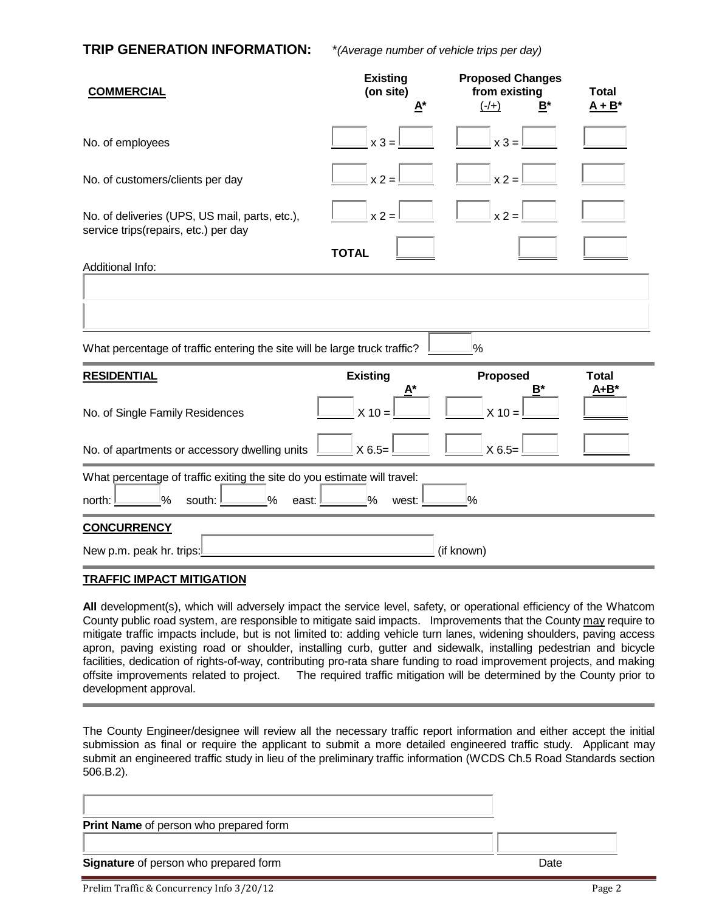## TRIP GENERATION INFORMATION:

*\*(Average number of vehicle trips per day)*

| COMMERCIAL | Existing (on site) A* | Proposed Changes from existing (-/+) B* | Total A + B* |
|---|---|---|---|
| No. of employees | x 3 = | x 3 = | |
| No. of customers/clients per day | x 2 = | x 2 = | |
| No. of deliveries (UPS, US mail, parts, etc.), service trips(repairs, etc.) per day | x 2 = | x 2 = | |
| | **TOTAL** | | |

Additional Info:

What percentage of traffic entering the site will be large truck traffic? ____ %

| RESIDENTIAL | Existing A* | Proposed B* | Total A+B* |
|---|---|---|---|
| No. of Single Family Residences | X 10 = | X 10 = | |
| No. of apartments or accessory dwelling units | X 6.5= | X 6.5= | |

What percentage of traffic exiting the site do you estimate will travel:

north: ____ % south: ____ % east: ____ % west: ____ %

**CONCURRENCY**

New p.m. peak hr. trips: ____________________ (if known)

**TRAFFIC IMPACT MITIGATION**

**All** development(s), which will adversely impact the service level, safety, or operational efficiency of the Whatcom County public road system, are responsible to mitigate said impacts. Improvements that the County may require to mitigate traffic impacts include, but is not limited to: adding vehicle turn lanes, widening shoulders, paving access apron, paving existing road or shoulder, installing curb, gutter and sidewalk, installing pedestrian and bicycle facilities, dedication of rights-of-way, contributing pro-rata share funding to road improvement projects, and making offsite improvements related to project. The required traffic mitigation will be determined by the County prior to development approval.

The County Engineer/designee will review all the necessary traffic report information and either accept the initial submission as final or require the applicant to submit a more detailed engineered traffic study. Applicant may submit an engineered traffic study in lieu of the preliminary traffic information (WCDS Ch.5 Road Standards section 506.B.2).

**Print Name** of person who prepared form

**Signature** of person who prepared form

Date